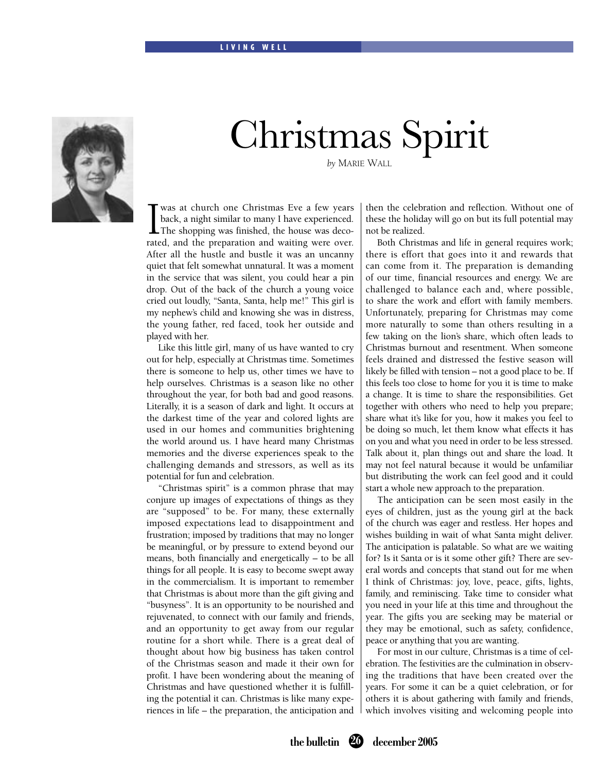# Christmas Spirit

*by* MARIE WALL

I was at church one Christmas Eve a few years back, a night similar to many I have experienced. The shopping was finished, the house was decorated, and the preparation and waiting were over. After all the hustle and bustle it was an uncanny quiet that felt somewhat unnatural. It was a moment in the service that was silent, you could hear a pin drop. Out of the back of the church a young voice cried out loudly, "Santa, Santa, help me!" This girl is my nephew's child and knowing she was in distress, the young father, red faced, took her outside and played with her.

Like this little girl, many of us have wanted to cry out for help, especially at Christmas time. Sometimes there is someone to help us, other times we have to help ourselves. Christmas is a season like no other throughout the year, for both bad and good reasons. Literally, it is a season of dark and light. It occurs at the darkest time of the year and colored lights are used in our homes and communities brightening the world around us. I have heard many Christmas memories and the diverse experiences speak to the challenging demands and stressors, as well as its potential for fun and celebration.

"Christmas spirit" is a common phrase that may conjure up images of expectations of things as they are "supposed" to be. For many, these externally imposed expectations lead to disappointment and frustration; imposed by traditions that may no longer be meaningful, or by pressure to extend beyond our means, both financially and energetically – to be all things for all people. It is easy to become swept away in the commercialism. It is important to remember that Christmas is about more than the gift giving and "busyness". It is an opportunity to be nourished and rejuvenated, to connect with our family and friends, and an opportunity to get away from our regular routine for a short while. There is a great deal of thought about how big business has taken control of the Christmas season and made it their own for profit. I have been wondering about the meaning of Christmas and have questioned whether it is fulfilling the potential it can. Christmas is like many experiences in life – the preparation, the anticipation and then the celebration and reflection. Without one of these the holiday will go on but its full potential may not be realized.

Both Christmas and life in general requires work; there is effort that goes into it and rewards that can come from it. The preparation is demanding of our time, financial resources and energy. We are challenged to balance each and, where possible, to share the work and effort with family members. Unfortunately, preparing for Christmas may come more naturally to some than others resulting in a few taking on the lion's share, which often leads to Christmas burnout and resentment. When someone feels drained and distressed the festive season will likely be filled with tension – not a good place to be. If this feels too close to home for you it is time to make a change. It is time to share the responsibilities. Get together with others who need to help you prepare; share what it's like for you, how it makes you feel to be doing so much, let them know what effects it has on you and what you need in order to be less stressed. Talk about it, plan things out and share the load. It may not feel natural because it would be unfamiliar but distributing the work can feel good and it could start a whole new approach to the preparation.

The anticipation can be seen most easily in the eyes of children, just as the young girl at the back of the church was eager and restless. Her hopes and wishes building in wait of what Santa might deliver. The anticipation is palatable. So what are we waiting for? Is it Santa or is it some other gift? There are several words and concepts that stand out for me when I think of Christmas: joy, love, peace, gifts, lights, family, and reminiscing. Take time to consider what you need in your life at this time and throughout the year. The gifts you are seeking may be material or they may be emotional, such as safety, confidence, peace or anything that you are wanting.

For most in our culture, Christmas is a time of celebration. The festivities are the culmination in observing the traditions that have been created over the years. For some it can be a quiet celebration, or for others it is about gathering with family and friends, which involves visiting and welcoming people into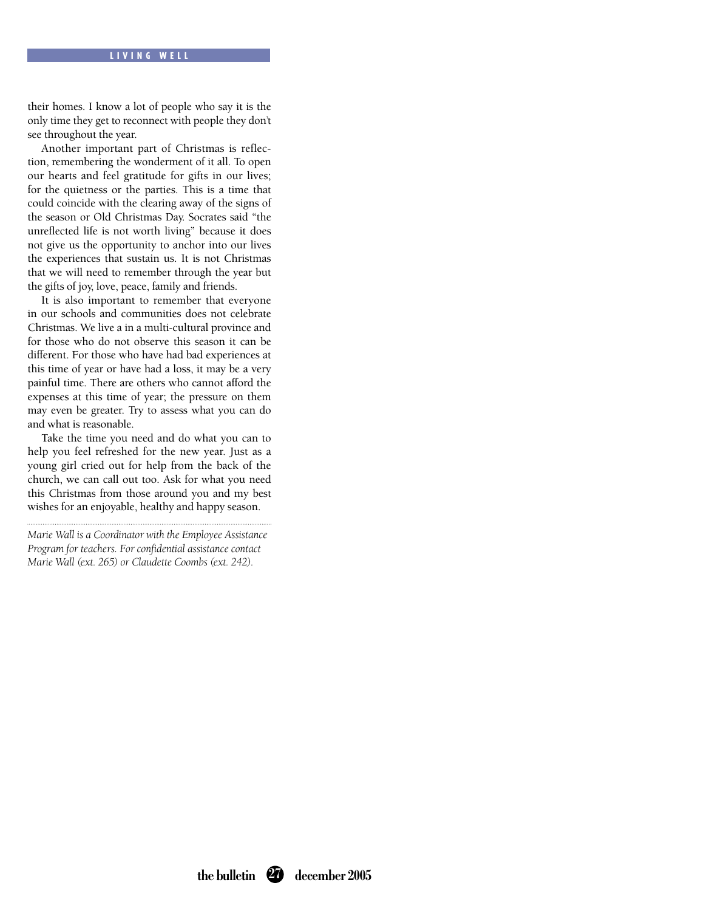their homes. I know a lot of people who say it is the only time they get to reconnect with people they don't see throughout the year.

Another important part of Christmas is reflection, remembering the wonderment of it all. To open our hearts and feel gratitude for gifts in our lives; for the quietness or the parties. This is a time that could coincide with the clearing away of the signs of the season or Old Christmas Day. Socrates said "the unreflected life is not worth living" because it does not give us the opportunity to anchor into our lives the experiences that sustain us. It is not Christmas that we will need to remember through the year but the gifts of joy, love, peace, family and friends.

It is also important to remember that everyone in our schools and communities does not celebrate Christmas. We live a in a multi-cultural province and for those who do not observe this season it can be different. For those who have had bad experiences at this time of year or have had a loss, it may be a very painful time. There are others who cannot afford the expenses at this time of year; the pressure on them may even be greater. Try to assess what you can do and what is reasonable.

Take the time you need and do what you can to help you feel refreshed for the new year. Just as a young girl cried out for help from the back of the church, we can call out too. Ask for what you need this Christmas from those around you and my best wishes for an enjoyable, healthy and happy season.

---

*Marie Wall is a Coordinator with the Employee Assistance Program for teachers. For confidential assistance contact Marie Wall (ext. 265) or Claudette Coombs (ext. 242).*